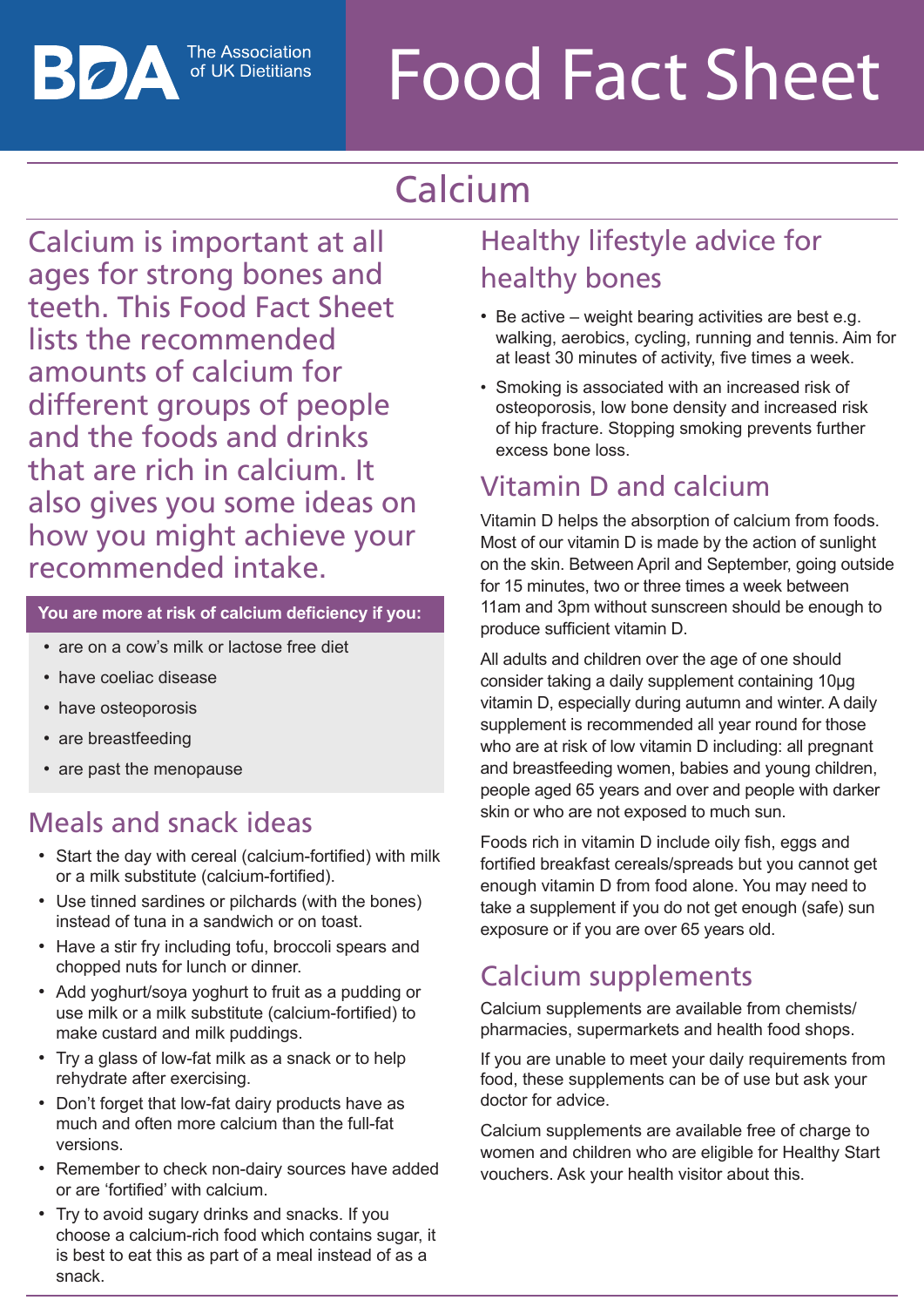The Association of UK Dietitians

# Food Fact Sheet

# Calcium

Calcium is important at all ages for strong bones and teeth. This Food Fact Sheet lists the recommended amounts of calcium for different groups of people and the foods and drinks that are rich in calcium. It also gives you some ideas on how you might achieve your recommended intake.

**You are more at risk of calcium deficiency if you:**

- are on a cow's milk or lactose free diet
- have coeliac disease
- have osteoporosis
- are breastfeeding
- are past the menopause

## Meals and snack ideas

- Start the day with cereal (calcium-fortified) with milk or a milk substitute (calcium-fortified).
- Use tinned sardines or pilchards (with the bones) instead of tuna in a sandwich or on toast.
- Have a stir fry including tofu, broccoli spears and chopped nuts for lunch or dinner.
- Add yoghurt/soya yoghurt to fruit as a pudding or use milk or a milk substitute (calcium-fortified) to make custard and milk puddings.
- Try a glass of low-fat milk as a snack or to help rehydrate after exercising.
- Don't forget that low-fat dairy products have as much and often more calcium than the full-fat versions.
- Remember to check non-dairy sources have added or are 'fortified' with calcium.
- Try to avoid sugary drinks and snacks. If you choose a calcium-rich food which contains sugar, it is best to eat this as part of a meal instead of as a snack.

## Healthy lifestyle advice for healthy bones

- Be active – weight bearing activities are best e.g. walking, aerobics, cycling, running and tennis. Aim for at least 30 minutes of activity, five times a week.
- Smoking is associated with an increased risk of osteoporosis, low bone density and increased risk of hip fracture. Stopping smoking prevents further excess bone loss.

## Vitamin D and calcium

Vitamin D helps the absorption of calcium from foods. Most of our vitamin D is made by the action of sunlight on the skin. Between April and September, going outside for 15 minutes, two or three times a week between 11am and 3pm without sunscreen should be enough to produce sufficient vitamin D.

All adults and children over the age of one should consider taking a daily supplement containing 10µg vitamin D, especially during autumn and winter. A daily supplement is recommended all year round for those who are at risk of low vitamin D including: all pregnant and breastfeeding women, babies and young children, people aged 65 years and over and people with darker skin or who are not exposed to much sun.

Foods rich in vitamin D include oily fish, eggs and fortified breakfast cereals/spreads but you cannot get enough vitamin D from food alone. You may need to take a supplement if you do not get enough (safe) sun exposure or if you are over 65 years old.

## Calcium supplements

Calcium supplements are available from chemists/pharmacies, supermarkets and health food shops.

If you are unable to meet your daily requirements from food, these supplements can be of use but ask your doctor for advice.

Calcium supplements are available free of charge to women and children who are eligible for Healthy Start vouchers. Ask your health visitor about this.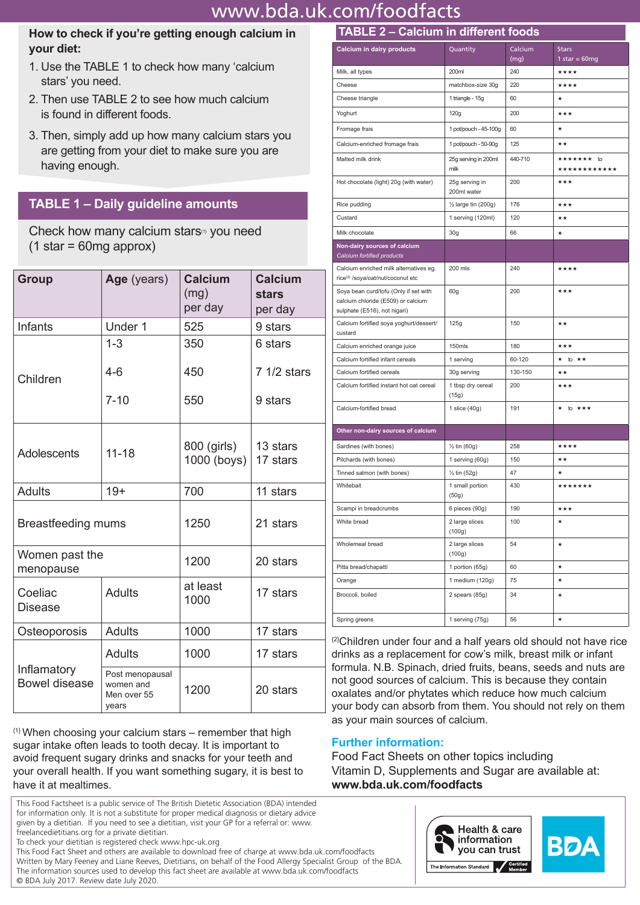www.bda.uk.com/foodfacts

**How to check if you're getting enough calcium in your diet:**

1. Use the TABLE 1 to check how many 'calcium stars' you need.
2. Then use TABLE 2 to see how much calcium is found in different foods.
3. Then, simply add up how many calcium stars you are getting from your diet to make sure you are having enough.

## TABLE 1 – Daily guideline amounts

Check how many calcium stars[1] you need (1 star = 60mg approx)

| Group | Age (years) | Calcium (mg) per day | Calcium stars per day |
|---|---|---|---|
| Infants | Under 1 | 525 | 9 stars |
| Children | 1-3 | 350 | 6 stars |
| | 4-6 | 450 | 7 1/2 stars |
| | 7-10 | 550 | 9 stars |
| Adolescents | 11-18 | 800 (girls) 1000 (boys) | 13 stars 17 stars |
| Adults | 19+ | 700 | 11 stars |
| Breastfeeding mums | | 1250 | 21 stars |
| Women past the menopause | | 1200 | 20 stars |
| Coeliac Disease | Adults | at least 1000 | 17 stars |
| Osteoporosis | Adults | 1000 | 17 stars |
| Inflamatory Bowel disease | Adults | 1000 | 17 stars |
| | Post menopausal women and Men over 55 years | 1200 | 20 stars |

[1] When choosing your calcium stars – remember that high sugar intake often leads to tooth decay. It is important to avoid frequent sugary drinks and snacks for your teeth and your overall health. If you want something sugary, it is best to have it at mealtimes.

## TABLE 2 – Calcium in different foods

| Calcium in dairy products | Quantity | Calcium (mg) | Stars 1 star = 60mg |
|---|---|---|---|
| Milk, all types | 200ml | 240 | ★★★★ |
| Cheese | matchbox-size 30g | 220 | ★★★★ |
| Cheese triangle | 1 triangle - 15g | 60 | ★ |
| Yoghurt | 120g | 200 | ★★★ |
| Fromage frais | 1 pot/pouch - 45-100g | 60 | ★ |
| Calcium-enriched fromage frais | 1 pot/pouch - 50-90g | 125 | ★★ |
| Malted milk drink | 25g serving in 200ml milk | 440-710 | ★★★★★★★ to ★★★★★★★★★★★★ |
| Hot chocolate (light) 20g (with water) | 25g serving in 200ml water | 200 | ★★★ |
| Rice pudding | ½ large tin (200g) | 176 | ★★★ |
| Custard | 1 serving (120ml) | 120 | ★★ |
| Milk chocolate | 30g | 66 | ★ |
| **Non-dairy sources of calcium** *Calcium fortified products* | | | |
| Calcium enriched milk alternatives eg. rice[2] /soya/oat/nut/coconut etc | 200 mls | 240 | ★★★★ |
| Soya bean curd/tofu (Only if set with calcium chloride (E509) or calcium sulphate (E516), not nigari) | 60g | 200 | ★★★ |
| Calcium fortified soya yoghurt/dessert/custard | 125g | 150 | ★★ |
| Calcium enriched orange juice | 150mls | 180 | ★★★ |
| Calcium fortified infant cereals | 1 serving | 60-120 | ★ to ★★ |
| Calcium fortified cereals | 30g serving | 130-150 | ★★ |
| Calcium fortified instant hot oat cereal | 1 tbsp dry cereal (15g) | 200 | ★★★ |
| Calcium-fortified bread | 1 slice (40g) | 191 | ★ to ★★★ |
| **Other non-dairy sources of calcium** | | | |
| Sardines (with bones) | ½ tin (60g) | 258 | ★★★★ |
| Pilchards (with bones) | 1 serving (60g) | 150 | ★★ |
| Tinned salmon (with bones) | ½ tin (52g) | 47 | ★ |
| Whitebait | 1 small portion (50g) | 430 | ★★★★★★★ |
| Scampi in breadcrumbs | 6 pieces (90g) | 190 | ★★★ |
| White bread | 2 large slices (100g) | 100 | ★ |
| Wholemeal bread | 2 large slices (100g) | 54 | ★ |
| Pitta bread/chapatti | 1 portion (65g) | 60 | ★ |
| Orange | 1 medium (120g) | 75 | ★ |
| Broccoli, boiled | 2 spears (85g) | 34 | ★ |
| Spring greens | 1 serving (75g) | 56 | ★ |

[2] Children under four and a half years old should not have rice drinks as a replacement for cow's milk, breast milk or infant formula. N.B. Spinach, dried fruits, beans, seeds and nuts are not good sources of calcium. This is because they contain oxalates and/or phytates which reduce how much calcium your body can absorb from them. You should not rely on them as your main sources of calcium.

### Further information:

Food Fact Sheets on other topics including Vitamin D, Supplements and Sugar are available at: **www.bda.uk.com/foodfacts**

This Food Factsheet is a public service of The British Dietetic Association (BDA) intended for information only. It is not a substitute for proper medical diagnosis or dietary advice given by a dietitian. If you need to see a dietitian, visit your GP for a referral or: www.freelancedietitians.org for a private dietitian.
To check your dietitian is registered check www.hpc-uk.org
This Food Fact Sheet and others are available to download free of charge at www.bda.uk.com/foodfacts
Written by Mary Feeney and Liane Reeves, Dietitians, on behalf of the Food Allergy Specialist Group of the BDA.
The information sources used to develop this fact sheet are available at www.bda.uk.com/foodfacts
© BDA July 2017. Review date July 2020.

Health & care information you can trust
The Information Standard
Certified Member

BDA